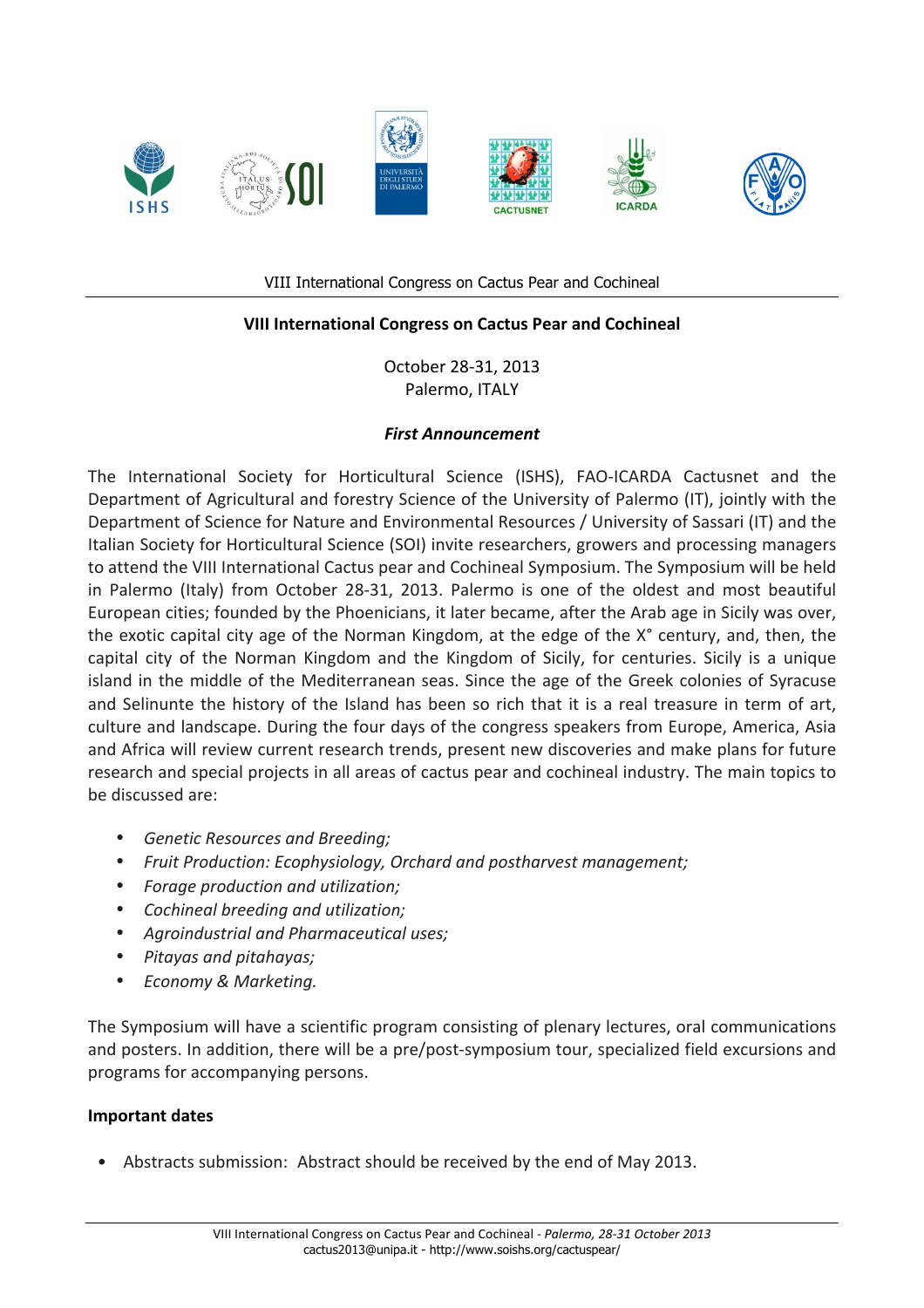## VIII International Congress on Cactus Pear and Cochineal

October 28-31, 2013
Palermo, ITALY

***First Announcement***

The International Society for Horticultural Science (ISHS), FAO-ICARDA Cactusnet and the Department of Agricultural and forestry Science of the University of Palermo (IT), jointly with the Department of Science for Nature and Environmental Resources / University of Sassari (IT) and the Italian Society for Horticultural Science (SOI) invite researchers, growers and processing managers to attend the VIII International Cactus pear and Cochineal Symposium. The Symposium will be held in Palermo (Italy) from October 28-31, 2013. Palermo is one of the oldest and most beautiful European cities; founded by the Phoenicians, it later became, after the Arab age in Sicily was over, the exotic capital city age of the Norman Kingdom, at the edge of the X° century, and, then, the capital city of the Norman Kingdom and the Kingdom of Sicily, for centuries. Sicily is a unique island in the middle of the Mediterranean seas. Since the age of the Greek colonies of Syracuse and Selinunte the history of the Island has been so rich that it is a real treasure in term of art, culture and landscape. During the four days of the congress speakers from Europe, America, Asia and Africa will review current research trends, present new discoveries and make plans for future research and special projects in all areas of cactus pear and cochineal industry. The main topics to be discussed are:

- *Genetic Resources and Breeding;*
- *Fruit Production: Ecophysiology, Orchard and postharvest management;*
- *Forage production and utilization;*
- *Cochineal breeding and utilization;*
- *Agroindustrial and Pharmaceutical uses;*
- *Pitayas and pitahayas;*
- *Economy & Marketing.*

The Symposium will have a scientific program consisting of plenary lectures, oral communications and posters. In addition, there will be a pre/post-symposium tour, specialized field excursions and programs for accompanying persons.

**Important dates**

- Abstracts submission: Abstract should be received by the end of May 2013.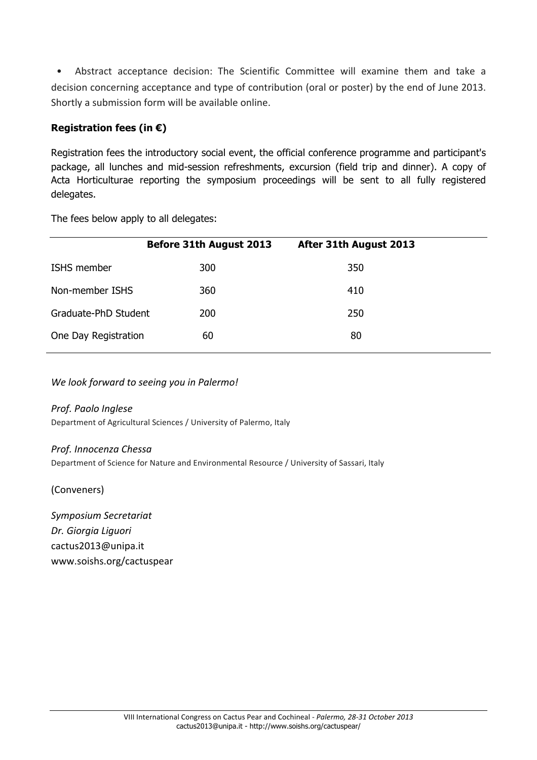- Abstract acceptance decision: The Scientific Committee will examine them and take a decision concerning acceptance and type of contribution (oral or poster) by the end of June 2013. Shortly a submission form will be available online.

### Registration fees (in €)

Registration fees the introductory social event, the official conference programme and participant's package, all lunches and mid-session refreshments, excursion (field trip and dinner). A copy of Acta Horticulturae reporting the symposium proceedings will be sent to all fully registered delegates.

The fees below apply to all delegates:

| | Before 31th August 2013 | After 31th August 2013 |
|---|---|---|
| ISHS member | 300 | 350 |
| Non-member ISHS | 360 | 410 |
| Graduate-PhD Student | 200 | 250 |
| One Day Registration | 60 | 80 |

*We look forward to seeing you in Palermo!*

*Prof. Paolo Inglese*
Department of Agricultural Sciences / University of Palermo, Italy

*Prof. Innocenza Chessa*
Department of Science for Nature and Environmental Resource / University of Sassari, Italy

(Conveners)

*Symposium Secretariat*
*Dr. Giorgia Liguori*
cactus2013@unipa.it
www.soishs.org/cactuspear